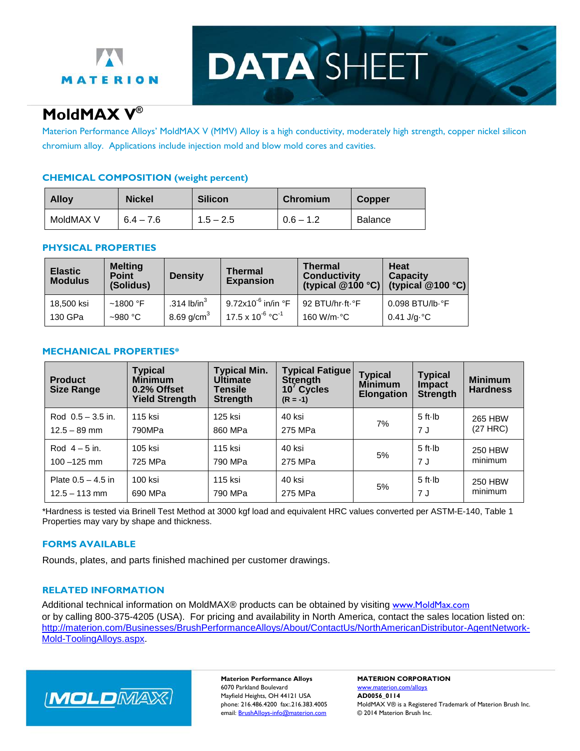MATERION

# DATA SHEET

## MoldMAX V®

Materion Performance Alloys' MoldMAX V (MMV) Alloy is a high conductivity, moderately high strength, copper nickel silicon chromium alloy. Applications include injection mold and blow mold cores and cavities.

### CHEMICAL COMPOSITION (weight percent)

| Alloy | Nickel | Silicon | Chromium | Copper |
|---|---|---|---|---|
| MoldMAX V | 6.4 – 7.6 | 1.5 – 2.5 | 0.6 – 1.2 | Balance |

### PHYSICAL PROPERTIES

| Elastic Modulus | Melting Point (Solidus) | Density | Thermal Expansion | Thermal Conductivity (typical @100 °C) | Heat Capacity (typical @100 °C) |
|---|---|---|---|---|---|
| 18,500 ksi<br>130 GPa | ~1800 °F<br>~980 °C | .314 lb/in$^3$<br>8.69 g/cm$^3$ | 9.72x10$^{-6}$ in/in °F<br>17.5 x 10$^{-6}$ °C$^{-1}$ | 92 BTU/hr·ft·°F<br>160 W/m·°C | 0.098 BTU/lb·°F<br>0.41 J/g·°C |

### MECHANICAL PROPERTIES*

| Product Size Range | Typical Minimum 0.2% Offset Yield Strength | Typical Min. Ultimate Tensile Strength | Typical Fatigue Strength $10^7$ Cycles (R = -1) | Typical Minimum Elongation | Typical Impact Strength | Minimum Hardness |
|---|---|---|---|---|---|---|
| Rod 0.5 – 3.5 in.<br>12.5 – 89 mm | 115 ksi<br>790MPa | 125 ksi<br>860 MPa | 40 ksi<br>275 MPa | 7% | 5 ft·lb<br>7 J | 265 HBW<br>(27 HRC) |
| Rod 4 – 5 in.<br>100 –125 mm | 105 ksi<br>725 MPa | 115 ksi<br>790 MPa | 40 ksi<br>275 MPa | 5% | 5 ft·lb<br>7 J | 250 HBW<br>minimum |
| Plate 0.5 – 4.5 in<br>12.5 – 113 mm | 100 ksi<br>690 MPa | 115 ksi<br>790 MPa | 40 ksi<br>275 MPa | 5% | 5 ft·lb<br>7 J | 250 HBW<br>minimum |

*Hardness is tested via Brinell Test Method at 3000 kgf load and equivalent HRC values converted per ASTM-E-140, Table 1
Properties may vary by shape and thickness.

### FORMS AVAILABLE

Rounds, plates, and parts finished machined per customer drawings.

### RELATED INFORMATION

Additional technical information on MoldMAX® products can be obtained by visiting www.MoldMax.com or by calling 800-375-4205 (USA). For pricing and availability in North America, contact the sales location listed on: http://materion.com/Businesses/BrushPerformanceAlloys/About/ContactUs/NorthAmericanDistributor-AgentNetwork-Mold-ToolingAlloys.aspx.

MOLDMAX

**Materion Performance Alloys**
6070 Parkland Boulevard
Mayfield Heights, OH 44121 USA
phone: 216.486.4200 fax:.216.383.4005
email: BrushAlloys-info@materion.com

**MATERION CORPORATION**
www.materion.com/alloys
**AD0056_0114**
MoldMAX V® is a Registered Trademark of Materion Brush Inc.
© 2014 Materion Brush Inc.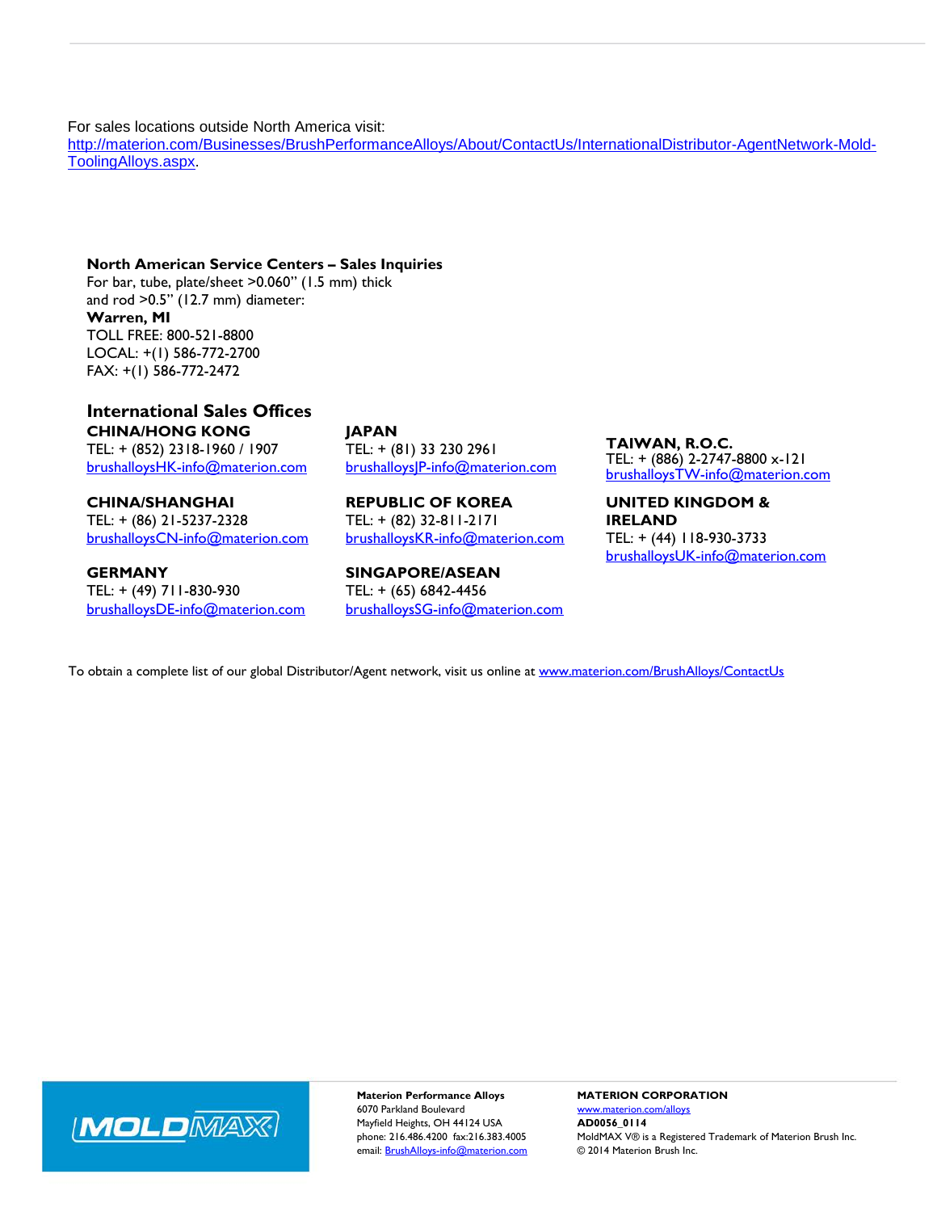For sales locations outside North America visit:
http://materion.com/Businesses/BrushPerformanceAlloys/About/ContactUs/InternationalDistributor-AgentNetwork-Mold-ToolingAlloys.aspx.

**North American Service Centers – Sales Inquiries**
For bar, tube, plate/sheet >0.060" (1.5 mm) thick
and rod >0.5" (12.7 mm) diameter:
**Warren, MI**
TOLL FREE: 800-521-8800
LOCAL: +(1) 586-772-2700
FAX: +(1) 586-772-2472

## International Sales Offices

**CHINA/HONG KONG**
TEL: + (852) 2318-1960 / 1907
brushalloysHK-info@materion.com

**CHINA/SHANGHAI**
TEL: + (86) 21-5237-2328
brushalloysCN-info@materion.com

**GERMANY**
TEL: + (49) 711-830-930
brushalloysDE-info@materion.com

**JAPAN**
TEL: + (81) 33 230 2961
brushalloysJP-info@materion.com

**REPUBLIC OF KOREA**
TEL: + (82) 32-811-2171
brushalloysKR-info@materion.com

**SINGAPORE/ASEAN**
TEL: + (65) 6842-4456
brushalloysSG-info@materion.com

**TAIWAN, R.O.C.**
TEL: + (886) 2-2747-8800 x-121
brushalloysTW-info@materion.com

**UNITED KINGDOM & IRELAND**
TEL: + (44) 118-930-3733
brushalloysUK-info@materion.com

To obtain a complete list of our global Distributor/Agent network, visit us online at www.materion.com/BrushAlloys/ContactUs

MOLDMAX

**Materion Performance Alloys**
6070 Parkland Boulevard
Mayfield Heights, OH 44124 USA
phone: 216.486.4200 fax:216.383.4005
email: BrushAlloys-info@materion.com

**MATERION CORPORATION**
www.materion.com/alloys
**AD0056_0114**
MoldMAX V® is a Registered Trademark of Materion Brush Inc.
© 2014 Materion Brush Inc.